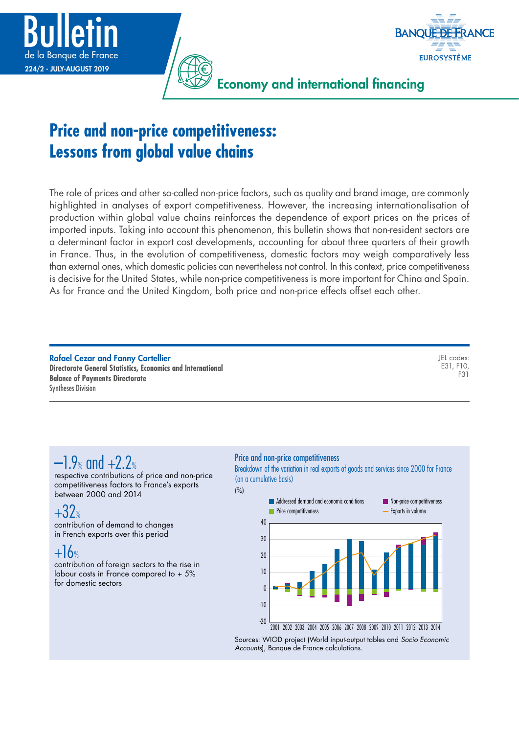# Price and non-price competitiveness: Lessons from global value chains

The role of prices and other so-called non-price factors, such as quality and brand image, are commonly highlighted in analyses of export competitiveness. However, the increasing internationalisation of production within global value chains reinforces the dependence of export prices on the prices of imported inputs. Taking into account this phenomenon, this bulletin shows that non-resident sectors are a determinant factor in export cost developments, accounting for about three quarters of their growth in France. Thus, in the evolution of competitiveness, domestic factors may weigh comparatively less than external ones, which domestic policies can nevertheless not control. In this context, price competitiveness is decisive for the United States, while non-price competitiveness is more important for China and Spain. As for France and the United Kingdom, both price and non-price effects offset each other.

**Rafael Cezar and Fanny Cartellier**
**Directorate General Statistics, Economics and International**
**Balance of Payments Directorate**
Syntheses Division

JEL codes: E31, F10, F31

**–1.9% and +2.2%**
respective contributions of price and non-price competitiveness factors to France's exports between 2000 and 2014

**+32%**
contribution of demand to changes in French exports over this period

**+16%**
contribution of foreign sectors to the rise in labour costs in France compared to + 5% for domestic sectors

**Price and non-price competitiveness**
Breakdown of the variation in real exports of goods and services since 2000 for France (on a cumulative basis)
(%)

Sources: WIOD project (World input-output tables and *Socio Economic Accounts*), Banque de France calculations.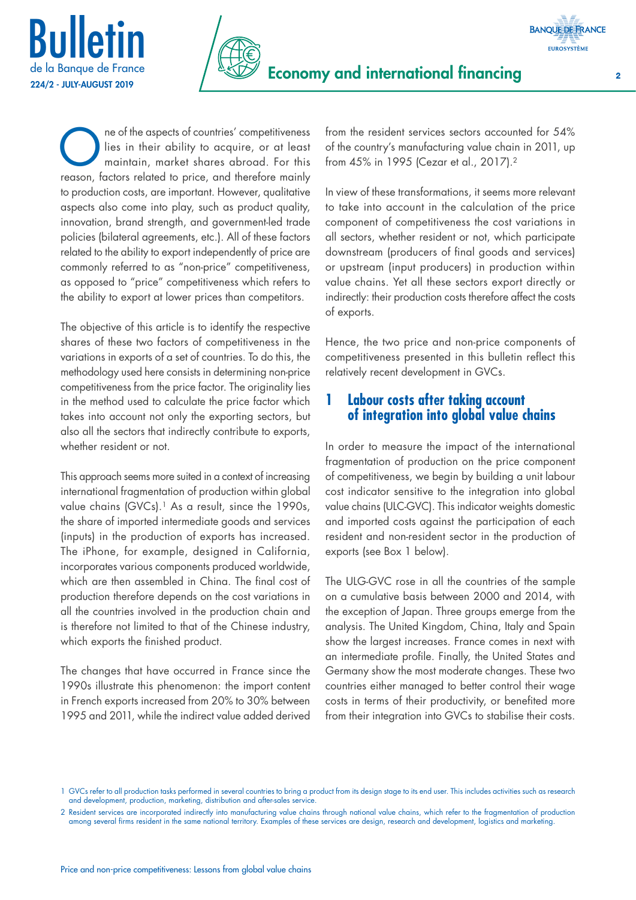One of the aspects of countries' competitiveness lies in their ability to acquire, or at least maintain, market shares abroad. For this reason, factors related to price, and therefore mainly to production costs, are important. However, qualitative aspects also come into play, such as product quality, innovation, brand strength, and government-led trade policies (bilateral agreements, etc.). All of these factors related to the ability to export independently of price are commonly referred to as "non-price" competitiveness, as opposed to "price" competitiveness which refers to the ability to export at lower prices than competitors.

The objective of this article is to identify the respective shares of these two factors of competitiveness in the variations in exports of a set of countries. To do this, the methodology used here consists in determining non-price competitiveness from the price factor. The originality lies in the method used to calculate the price factor which takes into account not only the exporting sectors, but also all the sectors that indirectly contribute to exports, whether resident or not.

This approach seems more suited in a context of increasing international fragmentation of production within global value chains (GVCs).[1] As a result, since the 1990s, the share of imported intermediate goods and services (inputs) in the production of exports has increased. The iPhone, for example, designed in California, incorporates various components produced worldwide, which are then assembled in China. The final cost of production therefore depends on the cost variations in all the countries involved in the production chain and is therefore not limited to that of the Chinese industry, which exports the finished product.

The changes that have occurred in France since the 1990s illustrate this phenomenon: the import content in French exports increased from 20% to 30% between 1995 and 2011, while the indirect value added derived from the resident services sectors accounted for 54% of the country's manufacturing value chain in 2011, up from 45% in 1995 (Cezar et al., 2017).[2]

In view of these transformations, it seems more relevant to take into account in the calculation of the price component of competitiveness the cost variations in all sectors, whether resident or not, which participate downstream (producers of final goods and services) or upstream (input producers) in production within value chains. Yet all these sectors export directly or indirectly: their production costs therefore affect the costs of exports.

Hence, the two price and non-price components of competitiveness presented in this bulletin reflect this relatively recent development in GVCs.

## 1 Labour costs after taking account of integration into global value chains

In order to measure the impact of the international fragmentation of production on the price component of competitiveness, we begin by building a unit labour cost indicator sensitive to the integration into global value chains (ULC-GVC). This indicator weights domestic and imported costs against the participation of each resident and non-resident sector in the production of exports (see Box 1 below).

The ULG-GVC rose in all the countries of the sample on a cumulative basis between 2000 and 2014, with the exception of Japan. Three groups emerge from the analysis. The United Kingdom, China, Italy and Spain show the largest increases. France comes in next with an intermediate profile. Finally, the United States and Germany show the most moderate changes. These two countries either managed to better control their wage costs in terms of their productivity, or benefited more from their integration into GVCs to stabilise their costs.

---

1 GVCs refer to all production tasks performed in several countries to bring a product from its design stage to its end user. This includes activities such as research and development, production, marketing, distribution and after-sales service.

2 Resident services are incorporated indirectly into manufacturing value chains through national value chains, which refer to the fragmentation of production among several firms resident in the same national territory. Examples of these services are design, research and development, logistics and marketing.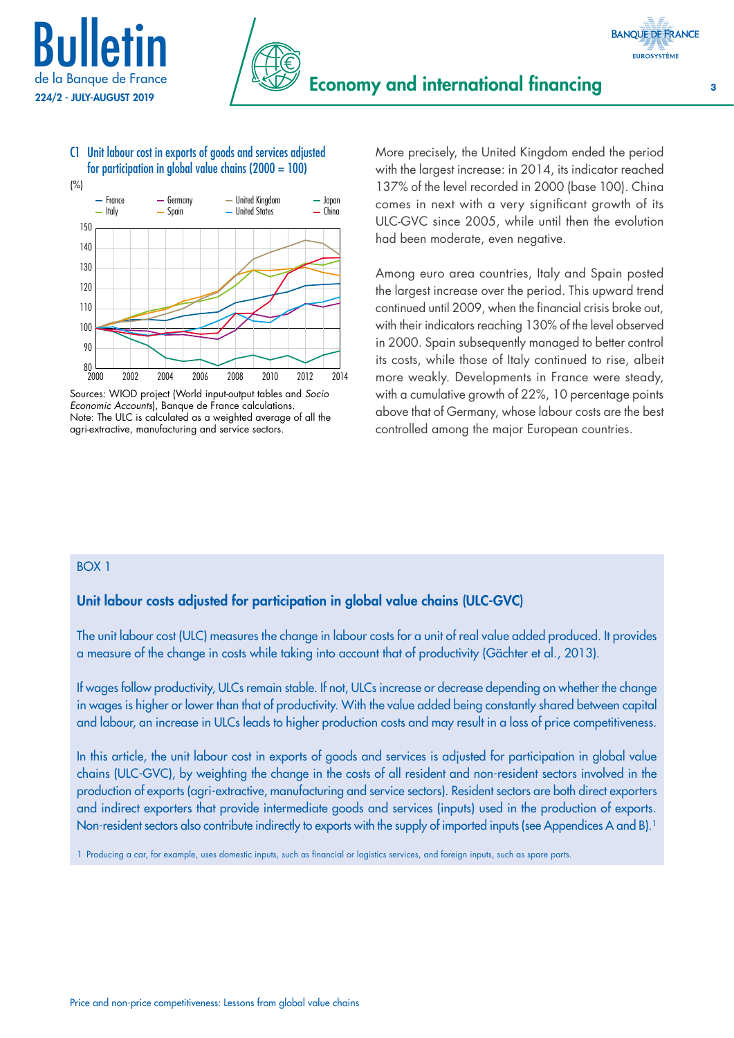C1 Unit labour cost in exports of goods and services adjusted for participation in global value chains (2000 = 100)

(%)

Sources: WIOD project (World input-output tables and *Socio Economic Accounts*), Banque de France calculations.
Note: The ULC is calculated as a weighted average of all the agri-extractive, manufacturing and service sectors.

More precisely, the United Kingdom ended the period with the largest increase: in 2014, its indicator reached 137% of the level recorded in 2000 (base 100). China comes in next with a very significant growth of its ULC-GVC since 2005, while until then the evolution had been moderate, even negative.

Among euro area countries, Italy and Spain posted the largest increase over the period. This upward trend continued until 2009, when the financial crisis broke out, with their indicators reaching 130% of the level observed in 2000. Spain subsequently managed to better control its costs, while those of Italy continued to rise, albeit more weakly. Developments in France were steady, with a cumulative growth of 22%, 10 percentage points above that of Germany, whose labour costs are the best controlled among the major European countries.

BOX 1

## Unit labour costs adjusted for participation in global value chains (ULC-GVC)

The unit labour cost (ULC) measures the change in labour costs for a unit of real value added produced. It provides a measure of the change in costs while taking into account that of productivity (Gächter et al., 2013).

If wages follow productivity, ULCs remain stable. If not, ULCs increase or decrease depending on whether the change in wages is higher or lower than that of productivity. With the value added being constantly shared between capital and labour, an increase in ULCs leads to higher production costs and may result in a loss of price competitiveness.

In this article, the unit labour cost in exports of goods and services is adjusted for participation in global value chains (ULC-GVC), by weighting the change in the costs of all resident and non-resident sectors involved in the production of exports (agri-extractive, manufacturing and service sectors). Resident sectors are both direct exporters and indirect exporters that provide intermediate goods and services (inputs) used in the production of exports. Non-resident sectors also contribute indirectly to exports with the supply of imported inputs (see Appendices A and B).[1]

1 Producing a car, for example, uses domestic inputs, such as financial or logistics services, and foreign inputs, such as spare parts.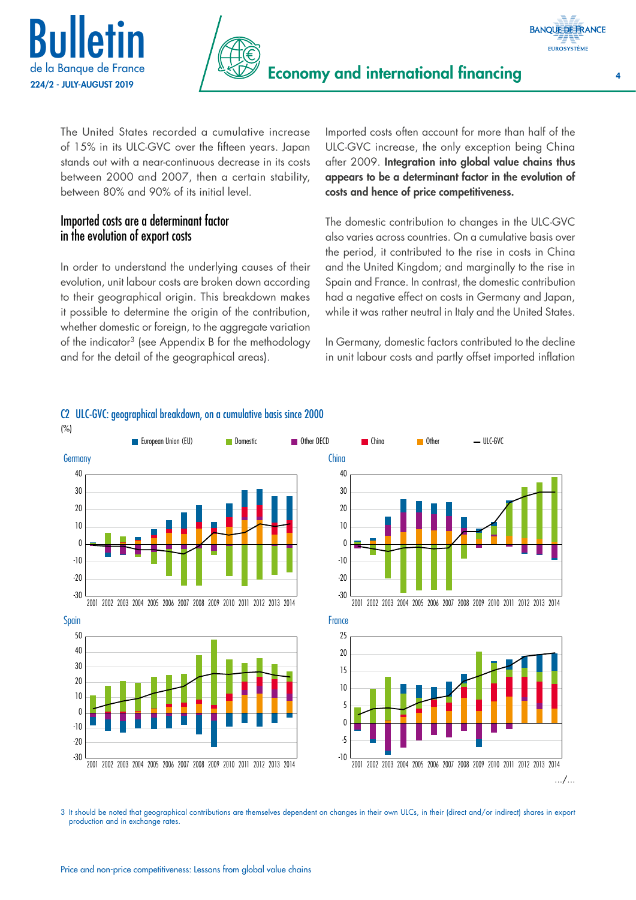The United States recorded a cumulative increase of 15% in its ULC-GVC over the fifteen years. Japan stands out with a near-continuous decrease in its costs between 2000 and 2007, then a certain stability, between 80% and 90% of its initial level.

## Imported costs are a determinant factor in the evolution of export costs

In order to understand the underlying causes of their evolution, unit labour costs are broken down according to their geographical origin. This breakdown makes it possible to determine the origin of the contribution, whether domestic or foreign, to the aggregate variation of the indicator[3] (see Appendix B for the methodology and for the detail of the geographical areas).

Imported costs often account for more than half of the ULC-GVC increase, the only exception being China after 2009. **Integration into global value chains thus appears to be a determinant factor in the evolution of costs and hence of price competitiveness.**

The domestic contribution to changes in the ULC-GVC also varies across countries. On a cumulative basis over the period, it contributed to the rise in costs in China and the United Kingdom; and marginally to the rise in Spain and France. In contrast, the domestic contribution had a negative effect on costs in Germany and Japan, while it was rather neutral in Italy and the United States.

In Germany, domestic factors contributed to the decline in unit labour costs and partly offset imported inflation

### C2 ULC-GVC: geographical breakdown, on a cumulative basis since 2000

(%)

European Union (EU) | Domestic | Other OECD | China | Other | ULC-GVC

Germany | China | Spain | France

.../...

3 It should be noted that geographical contributions are themselves dependent on changes in their own ULCs, in their (direct and/or indirect) shares in export production and in exchange rates.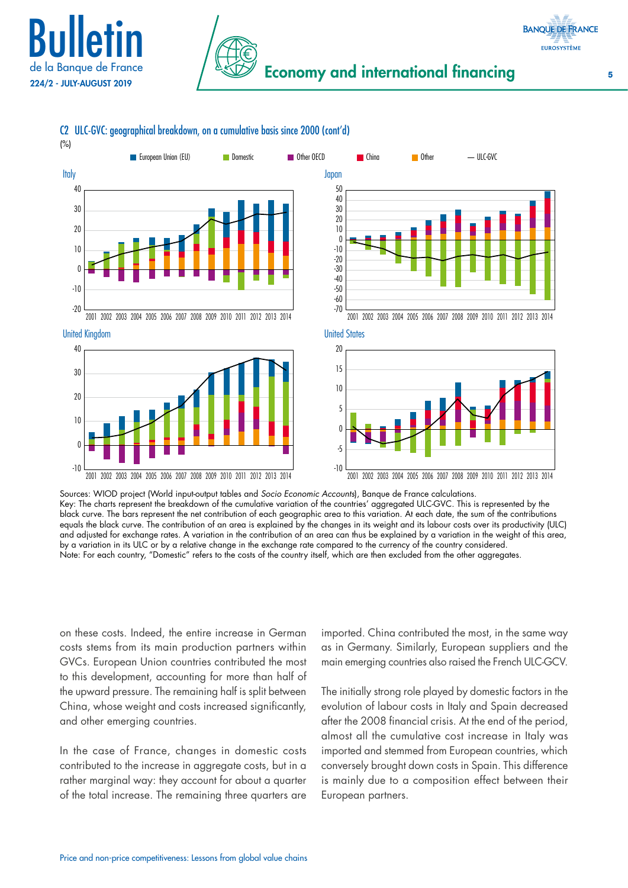### C2 ULC-GVC: geographical breakdown, on a cumulative basis since 2000 (cont'd)

(%)

Sources: WIOD project (World input-output tables and *Socio Economic Accounts*), Banque de France calculations.
Key: The charts represent the breakdown of the cumulative variation of the countries' aggregated ULC-GVC. This is represented by the black curve. The bars represent the net contribution of each geographic area to this variation. At each date, the sum of the contributions equals the black curve. The contribution of an area is explained by the changes in its weight and its labour costs over its productivity (ULC) and adjusted for exchange rates. A variation in the contribution of an area can thus be explained by a variation in the weight of this area, by a variation in its ULC or by a relative change in the exchange rate compared to the currency of the country considered.
Note: For each country, "Domestic" refers to the costs of the country itself, which are then excluded from the other aggregates.

on these costs. Indeed, the entire increase in German costs stems from its main production partners within GVCs. European Union countries contributed the most to this development, accounting for more than half of the upward pressure. The remaining half is split between China, whose weight and costs increased significantly, and other emerging countries.

In the case of France, changes in domestic costs contributed to the increase in aggregate costs, but in a rather marginal way: they account for about a quarter of the total increase. The remaining three quarters are imported. China contributed the most, in the same way as in Germany. Similarly, European suppliers and the main emerging countries also raised the French ULC-GCV.

The initially strong role played by domestic factors in the evolution of labour costs in Italy and Spain decreased after the 2008 financial crisis. At the end of the period, almost all the cumulative cost increase in Italy was imported and stemmed from European countries, which conversely brought down costs in Spain. This difference is mainly due to a composition effect between their European partners.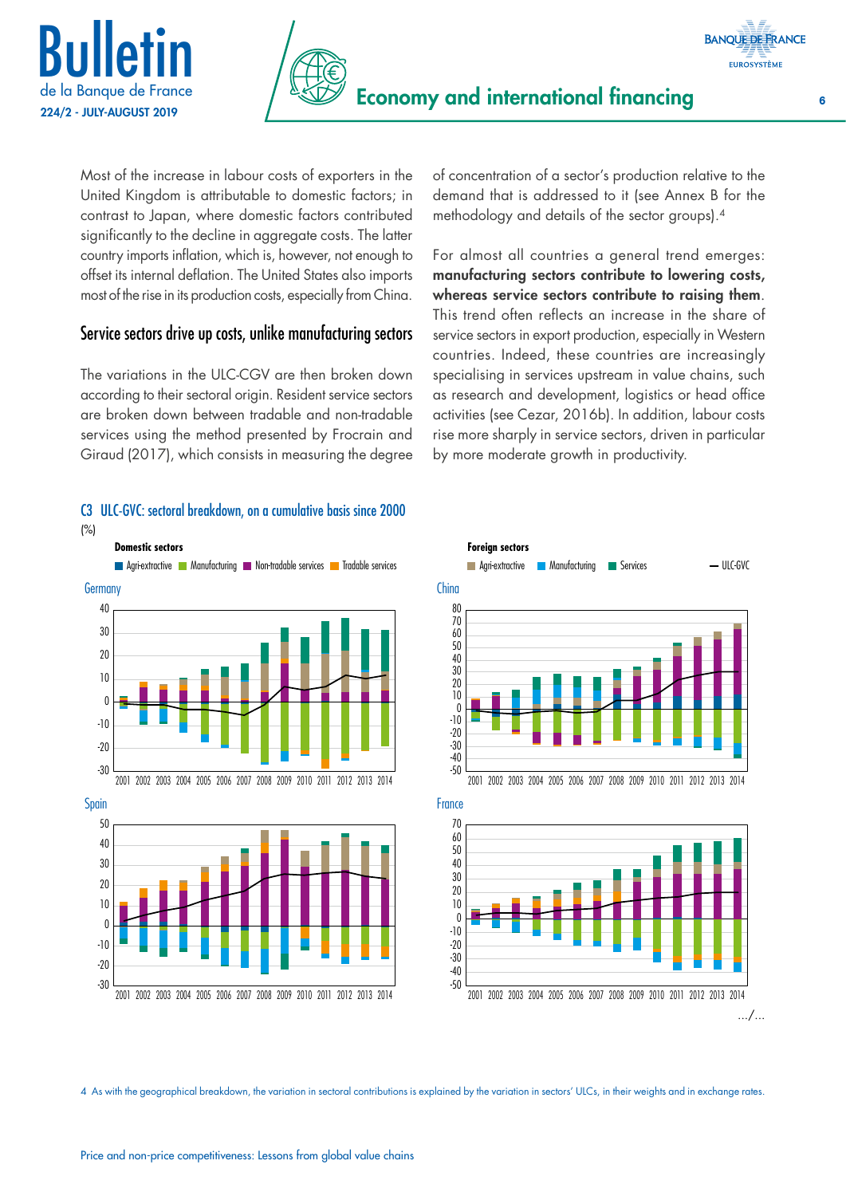Most of the increase in labour costs of exporters in the United Kingdom is attributable to domestic factors; in contrast to Japan, where domestic factors contributed significantly to the decline in aggregate costs. The latter country imports inflation, which is, however, not enough to offset its internal deflation. The United States also imports most of the rise in its production costs, especially from China.

## Service sectors drive up costs, unlike manufacturing sectors

The variations in the ULC-CGV are then broken down according to their sectoral origin. Resident service sectors are broken down between tradable and non-tradable services using the method presented by Frocrain and Giraud (2017), which consists in measuring the degree of concentration of a sector's production relative to the demand that is addressed to it (see Annex B for the methodology and details of the sector groups).[4]

For almost all countries a general trend emerges: **manufacturing sectors contribute to lowering costs, whereas service sectors contribute to raising them**. This trend often reflects an increase in the share of service sectors in export production, especially in Western countries. Indeed, these countries are increasingly specialising in services upstream in value chains, such as research and development, logistics or head office activities (see Cezar, 2016b). In addition, labour costs rise more sharply in service sectors, driven in particular by more moderate growth in productivity.

C3 ULC-GVC: sectoral breakdown, on a cumulative basis since 2000

(%)

Domestic sectors: Agri-extractive, Manufacturing, Non-tradable services, Tradable services

Foreign sectors: Agri-extractive, Manufacturing, Services — ULC-GVC

Germany / China / Spain / France

.../...

4 As with the geographical breakdown, the variation in sectoral contributions is explained by the variation in sectors' ULCs, in their weights and in exchange rates.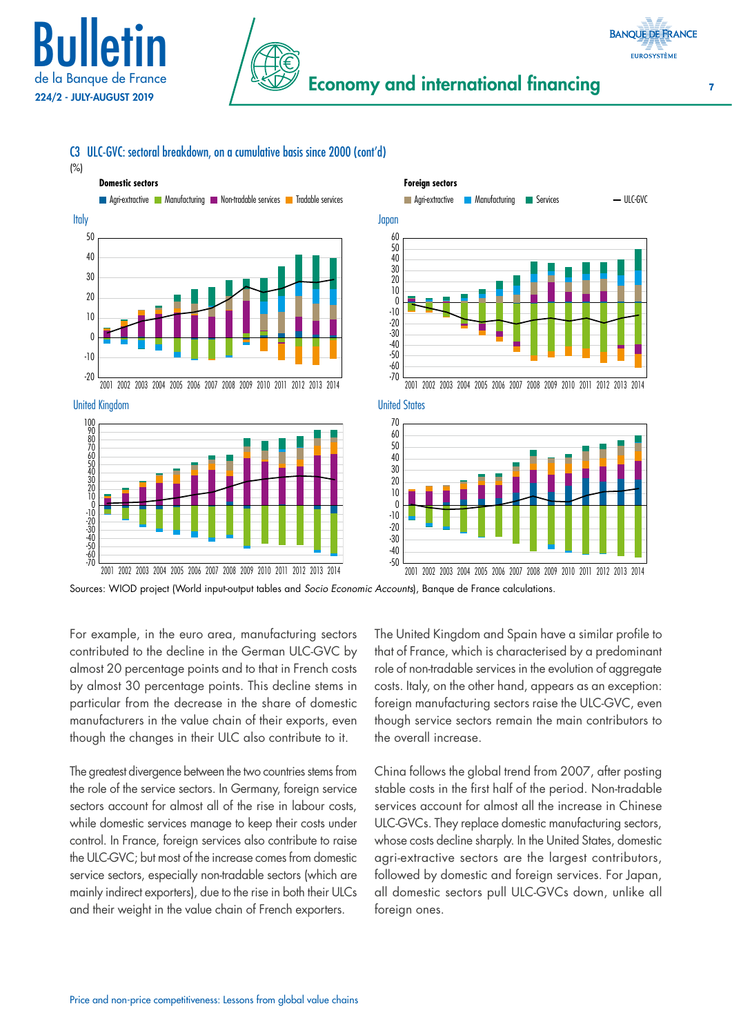C3 ULC-GVC: sectoral breakdown, on a cumulative basis since 2000 (cont'd)

(%)

Sources: WIOD project (World input-output tables and *Socio Economic Accounts*), Banque de France calculations.

For example, in the euro area, manufacturing sectors contributed to the decline in the German ULC-GVC by almost 20 percentage points and to that in French costs by almost 30 percentage points. This decline stems in particular from the decrease in the share of domestic manufacturers in the value chain of their exports, even though the changes in their ULC also contribute to it.

The greatest divergence between the two countries stems from the role of the service sectors. In Germany, foreign service sectors account for almost all of the rise in labour costs, while domestic services manage to keep their costs under control. In France, foreign services also contribute to raise the ULC-GVC; but most of the increase comes from domestic service sectors, especially non-tradable sectors (which are mainly indirect exporters), due to the rise in both their ULCs and their weight in the value chain of French exporters.

The United Kingdom and Spain have a similar profile to that of France, which is characterised by a predominant role of non-tradable services in the evolution of aggregate costs. Italy, on the other hand, appears as an exception: foreign manufacturing sectors raise the ULC-GVC, even though service sectors remain the main contributors to the overall increase.

China follows the global trend from 2007, after posting stable costs in the first half of the period. Non-tradable services account for almost all the increase in Chinese ULC-GVCs. They replace domestic manufacturing sectors, whose costs decline sharply. In the United States, domestic agri-extractive sectors are the largest contributors, followed by domestic and foreign services. For Japan, all domestic sectors pull ULC-GVCs down, unlike all foreign ones.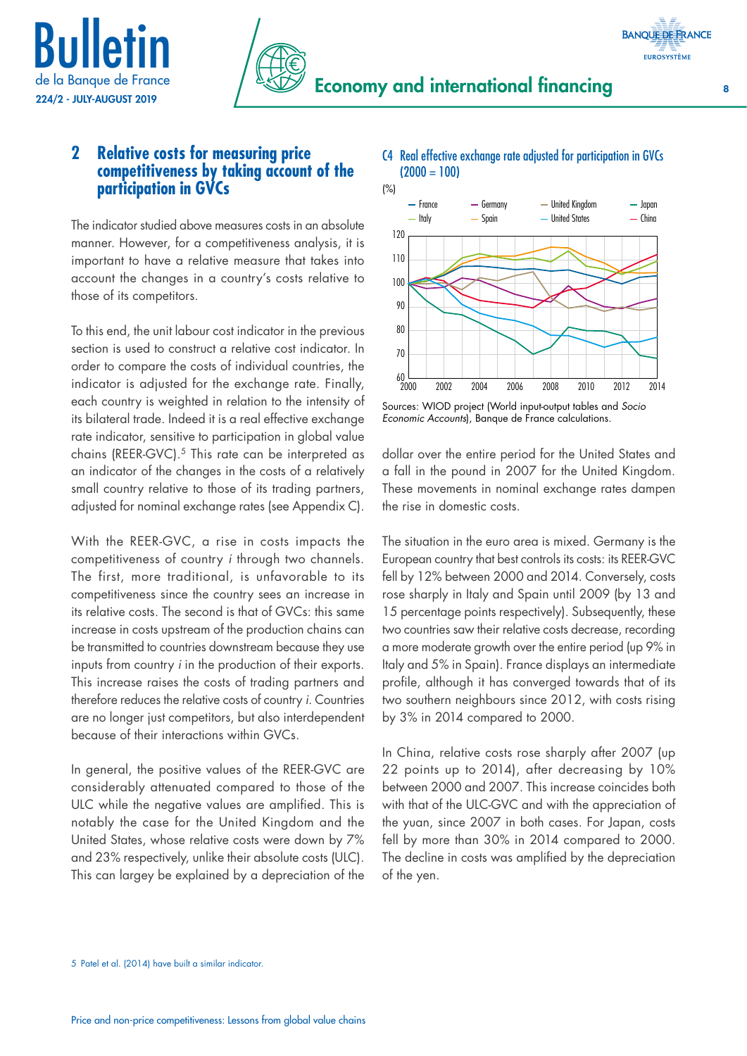## 2 Relative costs for measuring price competitiveness by taking account of the participation in GVCs

The indicator studied above measures costs in an absolute manner. However, for a competitiveness analysis, it is important to have a relative measure that takes into account the changes in a country's costs relative to those of its competitors.

To this end, the unit labour cost indicator in the previous section is used to construct a relative cost indicator. In order to compare the costs of individual countries, the indicator is adjusted for the exchange rate. Finally, each country is weighted in relation to the intensity of its bilateral trade. Indeed it is a real effective exchange rate indicator, sensitive to participation in global value chains (REER-GVC).[5] This rate can be interpreted as an indicator of the changes in the costs of a relatively small country relative to those of its trading partners, adjusted for nominal exchange rates (see Appendix C).

With the REER-GVC, a rise in costs impacts the competitiveness of country *i* through two channels. The first, more traditional, is unfavorable to its competitiveness since the country sees an increase in its relative costs. The second is that of GVCs: this same increase in costs upstream of the production chains can be transmitted to countries downstream because they use inputs from country *i* in the production of their exports. This increase raises the costs of trading partners and therefore reduces the relative costs of country *i*. Countries are no longer just competitors, but also interdependent because of their interactions within GVCs.

In general, the positive values of the REER-GVC are considerably attenuated compared to those of the ULC while the negative values are amplified. This is notably the case for the United Kingdom and the United States, whose relative costs were down by 7% and 23% respectively, unlike their absolute costs (ULC). This can largey be explained by a depreciation of the dollar over the entire period for the United States and a fall in the pound in 2007 for the United Kingdom. These movements in nominal exchange rates dampen the rise in domestic costs.

**C4 Real effective exchange rate adjusted for participation in GVCs (2000 = 100)**

(%)

Sources: WIOD project (World input-output tables and *Socio Economic Accounts*), Banque de France calculations.

The situation in the euro area is mixed. Germany is the European country that best controls its costs: its REER-GVC fell by 12% between 2000 and 2014. Conversely, costs rose sharply in Italy and Spain until 2009 (by 13 and 15 percentage points respectively). Subsequently, these two countries saw their relative costs decrease, recording a more moderate growth over the entire period (up 9% in Italy and 5% in Spain). France displays an intermediate profile, although it has converged towards that of its two southern neighbours since 2012, with costs rising by 3% in 2014 compared to 2000.

In China, relative costs rose sharply after 2007 (up 22 points up to 2014), after decreasing by 10% between 2000 and 2007. This increase coincides both with that of the ULC-GVC and with the appreciation of the yuan, since 2007 in both cases. For Japan, costs fell by more than 30% in 2014 compared to 2000. The decline in costs was amplified by the depreciation of the yen.

5 Patel et al. (2014) have built a similar indicator.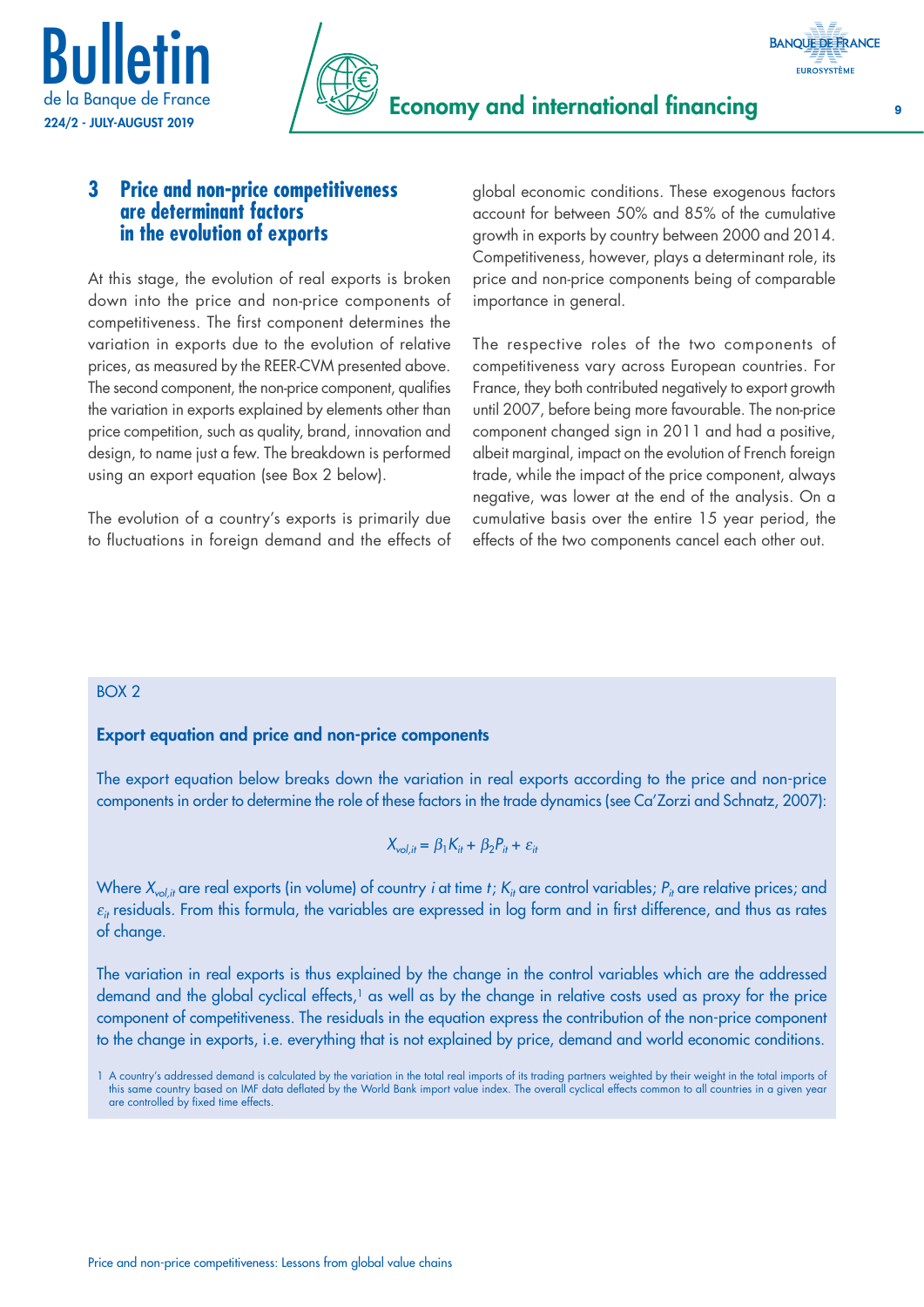## 3 Price and non-price competitiveness are determinant factors in the evolution of exports

At this stage, the evolution of real exports is broken down into the price and non-price components of competitiveness. The first component determines the variation in exports due to the evolution of relative prices, as measured by the REER-CVM presented above. The second component, the non-price component, qualifies the variation in exports explained by elements other than price competition, such as quality, brand, innovation and design, to name just a few. The breakdown is performed using an export equation (see Box 2 below).

The evolution of a country's exports is primarily due to fluctuations in foreign demand and the effects of global economic conditions. These exogenous factors account for between 50% and 85% of the cumulative growth in exports by country between 2000 and 2014. Competitiveness, however, plays a determinant role, its price and non-price components being of comparable importance in general.

The respective roles of the two components of competitiveness vary across European countries. For France, they both contributed negatively to export growth until 2007, before being more favourable. The non-price component changed sign in 2011 and had a positive, albeit marginal, impact on the evolution of French foreign trade, while the impact of the price component, always negative, was lower at the end of the analysis. On a cumulative basis over the entire 15 year period, the effects of the two components cancel each other out.

BOX 2

### Export equation and price and non-price components

The export equation below breaks down the variation in real exports according to the price and non-price components in order to determine the role of these factors in the trade dynamics (see Ca'Zorzi and Schnatz, 2007):

$$X_{vol,it} = \beta_1 K_{it} + \beta_2 P_{it} + \varepsilon_{it}$$

Where $X_{vol,it}$ are real exports (in volume) of country *i* at time *t*; $K_{it}$ are control variables; $P_{it}$ are relative prices; and $\varepsilon_{it}$ residuals. From this formula, the variables are expressed in log form and in first difference, and thus as rates of change.

The variation in real exports is thus explained by the change in the control variables which are the addressed demand and the global cyclical effects,[1] as well as by the change in relative costs used as proxy for the price component of competitiveness. The residuals in the equation express the contribution of the non-price component to the change in exports, i.e. everything that is not explained by price, demand and world economic conditions.

1 A country's addressed demand is calculated by the variation in the total real imports of its trading partners weighted by their weight in the total imports of this same country based on IMF data deflated by the World Bank import value index. The overall cyclical effects common to all countries in a given year are controlled by fixed time effects.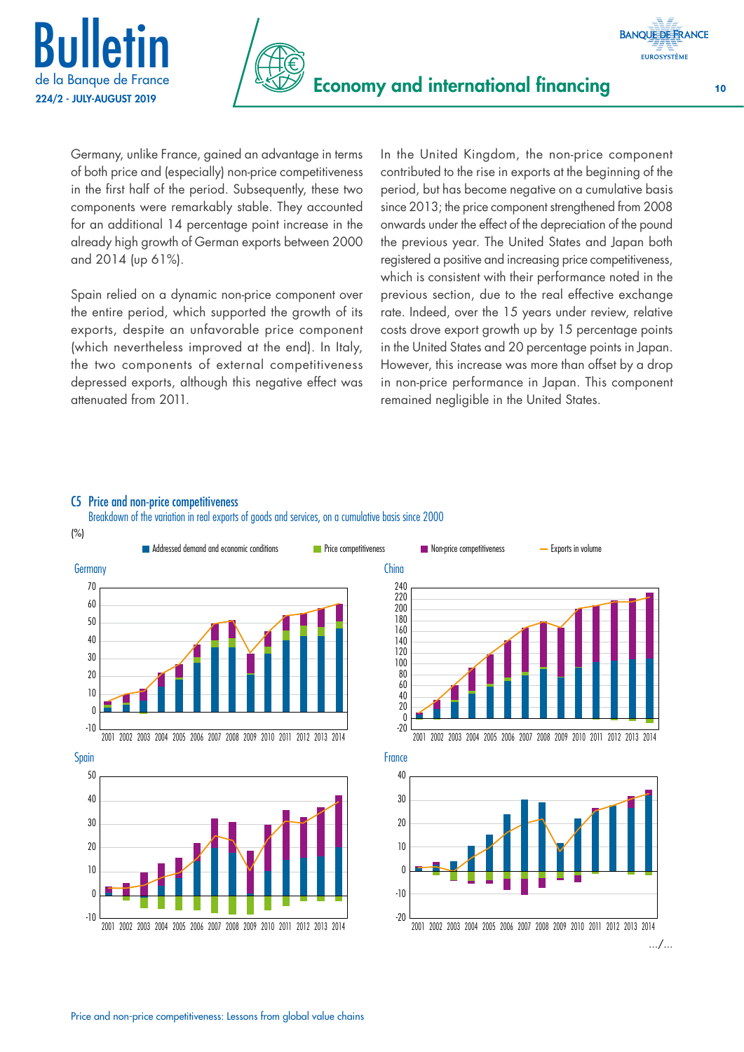Germany, unlike France, gained an advantage in terms of both price and (especially) non-price competitiveness in the first half of the period. Subsequently, these two components were remarkably stable. They accounted for an additional 14 percentage point increase in the already high growth of German exports between 2000 and 2014 (up 61%).

Spain relied on a dynamic non-price component over the entire period, which supported the growth of its exports, despite an unfavorable price component (which nevertheless improved at the end). In Italy, the two components of external competitiveness depressed exports, although this negative effect was attenuated from 2011.

In the United Kingdom, the non-price component contributed to the rise in exports at the beginning of the period, but has become negative on a cumulative basis since 2013; the price component strengthened from 2008 onwards under the effect of the depreciation of the pound the previous year. The United States and Japan both registered a positive and increasing price competitiveness, which is consistent with their performance noted in the previous section, due to the real effective exchange rate. Indeed, over the 15 years under review, relative costs drove export growth up by 15 percentage points in the United States and 20 percentage points in Japan. However, this increase was more than offset by a drop in non-price performance in Japan. This component remained negligible in the United States.

### C5 Price and non-price competitiveness

Breakdown of the variation in real exports of goods and services, on a cumulative basis since 2000

(%)

Addressed demand and economic conditions | Price competitiveness | Non-price competitiveness | Exports in volume

Germany

China

Spain

France

.../...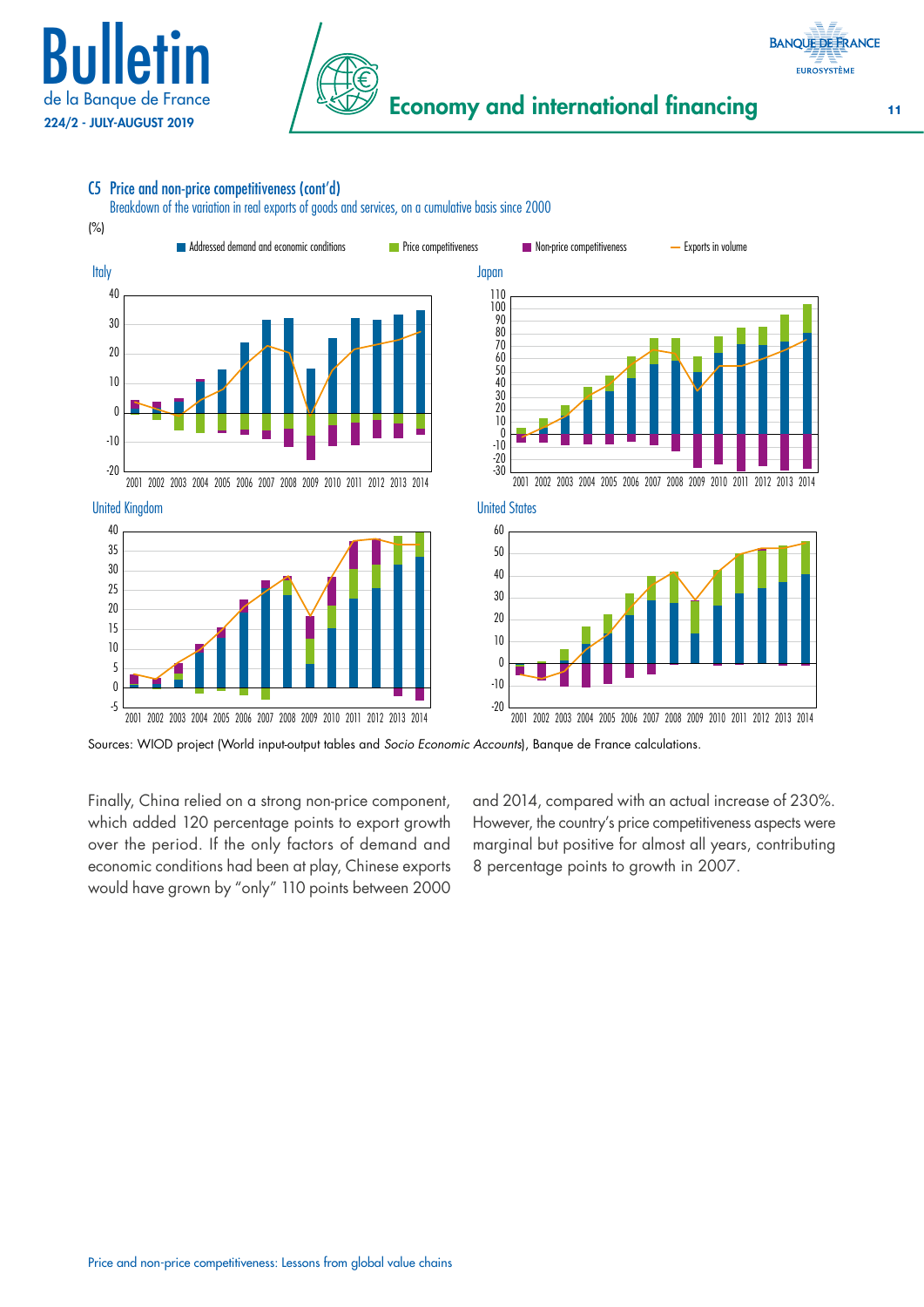C5 Price and non-price competitiveness (cont'd)

Breakdown of the variation in real exports of goods and services, on a cumulative basis since 2000

(%)

Sources: WIOD project (World input-output tables and *Socio Economic Accounts*), Banque de France calculations.

Finally, China relied on a strong non-price component, which added 120 percentage points to export growth over the period. If the only factors of demand and economic conditions had been at play, Chinese exports would have grown by "only" 110 points between 2000 and 2014, compared with an actual increase of 230%. However, the country's price competitiveness aspects were marginal but positive for almost all years, contributing 8 percentage points to growth in 2007.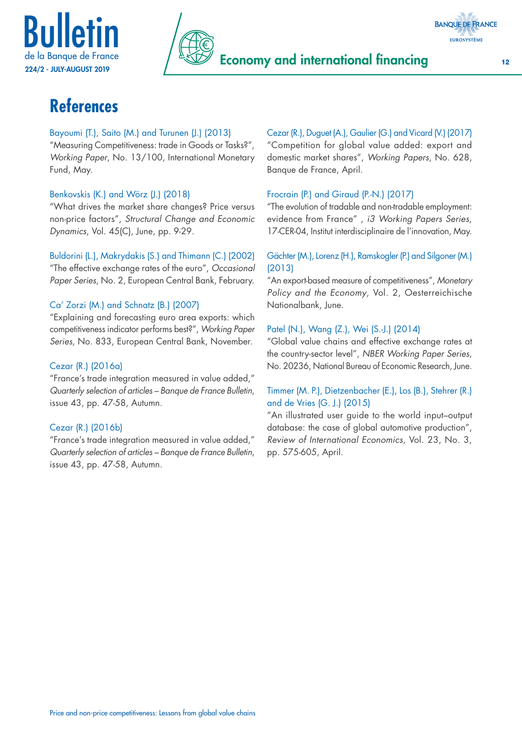# References

Bayoumi (T.), Saito (M.) and Turunen (J.) (2013)
"Measuring Competitiveness: trade in Goods or Tasks?", *Working Paper*, No. 13/100, International Monetary Fund, May.

Benkovskis (K.) and Wörz (J.) (2018)
"What drives the market share changes? Price versus non-price factors", *Structural Change and Economic Dynamics*, Vol. 45(C), June, pp. 9-29.

Buldorini (L.), Makrydakis (S.) and Thimann (C.) (2002)
"The effective exchange rates of the euro", *Occasional Paper Series*, No. 2, European Central Bank, February.

Ca' Zorzi (M.) and Schnatz (B.) (2007)
"Explaining and forecasting euro area exports: which competitiveness indicator performs best?", *Working Paper Series*, No. 833, European Central Bank, November.

Cezar (R.) (2016a)
"France's trade integration measured in value added," *Quarterly selection of articles – Banque de France Bulletin*, issue 43, pp. 47-58, Autumn.

Cezar (R.) (2016b)
"France's trade integration measured in value added," *Quarterly selection of articles – Banque de France Bulletin*, issue 43, pp. 47-58, Autumn.

Cezar (R.), Duguet (A.), Gaulier (G.) and Vicard (V.) (2017)
"Competition for global value added: export and domestic market shares", *Working Papers*, No. 628, Banque de France, April.

Frocrain (P.) and Giraud (P.-N.) (2017)
"The evolution of tradable and non-tradable employment: evidence from France" , *i3 Working Papers Series*, 17-CER-04, Institut interdisciplinaire de l'innovation, May.

Gächter (M.), Lorenz (H.), Ramskogler (P.) and Silgoner (M.) (2013)
"An export-based measure of competitiveness", *Monetary Policy and the Economy*, Vol. 2, Oesterreichische Nationalbank, June.

Patel (N.), Wang (Z.), Wei (S.-J.) (2014)
"Global value chains and effective exchange rates at the country-sector level", *NBER Working Paper Series*, No. 20236, National Bureau of Economic Research, June.

Timmer (M. P.), Dietzenbacher (E.), Los (B.), Stehrer (R.) and de Vries (G. J.) (2015)
"An illustrated user guide to the world input–output database: the case of global automotive production", *Review of International Economics*, Vol. 23, No. 3, pp. 575-605, April.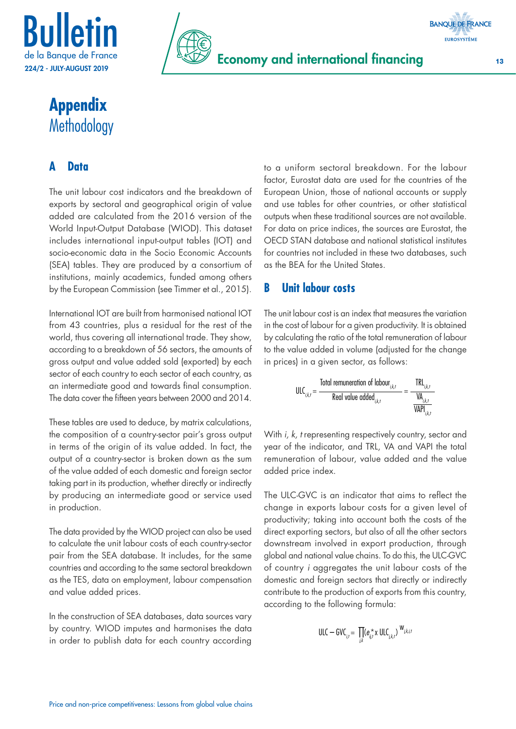# Appendix
Methodology

## A Data

The unit labour cost indicators and the breakdown of exports by sectoral and geographical origin of value added are calculated from the 2016 version of the World Input-Output Database (WIOD). This dataset includes international input-output tables (IOT) and socio-economic data in the Socio Economic Accounts (SEA) tables. They are produced by a consortium of institutions, mainly academics, funded among others by the European Commission (see Timmer et al., 2015).

International IOT are built from harmonised national IOT from 43 countries, plus a residual for the rest of the world, thus covering all international trade. They show, according to a breakdown of 56 sectors, the amounts of gross output and value added sold (exported) by each sector of each country to each sector of each country, as an intermediate good and towards final consumption. The data cover the fifteen years between 2000 and 2014.

These tables are used to deduce, by matrix calculations, the composition of a country-sector pair's gross output in terms of the origin of its value added. In fact, the output of a country-sector is broken down as the sum of the value added of each domestic and foreign sector taking part in its production, whether directly or indirectly by producing an intermediate good or service used in production.

The data provided by the WIOD project can also be used to calculate the unit labour costs of each country-sector pair from the SEA database. It includes, for the same countries and according to the same sectoral breakdown as the TES, data on employment, labour compensation and value added prices.

In the construction of SEA databases, data sources vary by country. WIOD imputes and harmonises the data in order to publish data for each country according to a uniform sectoral breakdown. For the labour factor, Eurostat data are used for the countries of the European Union, those of national accounts or supply and use tables for other countries, or other statistical outputs when these traditional sources are not available. For data on price indices, the sources are Eurostat, the OECD STAN database and national statistical institutes for countries not included in these two databases, such as the BEA for the United States.

## B Unit labour costs

The unit labour cost is an index that measures the variation in the cost of labour for a given productivity. It is obtained by calculating the ratio of the total remuneration of labour to the value added in volume (adjusted for the change in prices) in a given sector, as follows:

$$ULC_{i,k,t} = \frac{\text{Total remuneration of labour}_{i,k,t}}{\text{Real value added}_{i,k,t}} = \frac{TRL_{i,k,t}}{\frac{VA_{i,k,t}}{VAPI_{i,k,t}}}$$

With *i, k, t* representing respectively country, sector and year of the indicator, and TRL, VA and VAPI the total remuneration of labour, value added and the value added price index.

The ULC-GVC is an indicator that aims to reflect the change in exports labour costs for a given level of productivity; taking into account both the costs of the direct exporting sectors, but also of all the other sectors downstream involved in export production, through global and national value chains. To do this, the ULC-GVC of country *i* aggregates the unit labour costs of the domestic and foreign sectors that directly or indirectly contribute to the production of exports from this country, according to the following formula:

$$ULC - GVC_{i,t} = \prod_{j,k} (e^{*}_{ij,t} \times ULC_{j,k,t})^{W_{j,k,i,t}}$$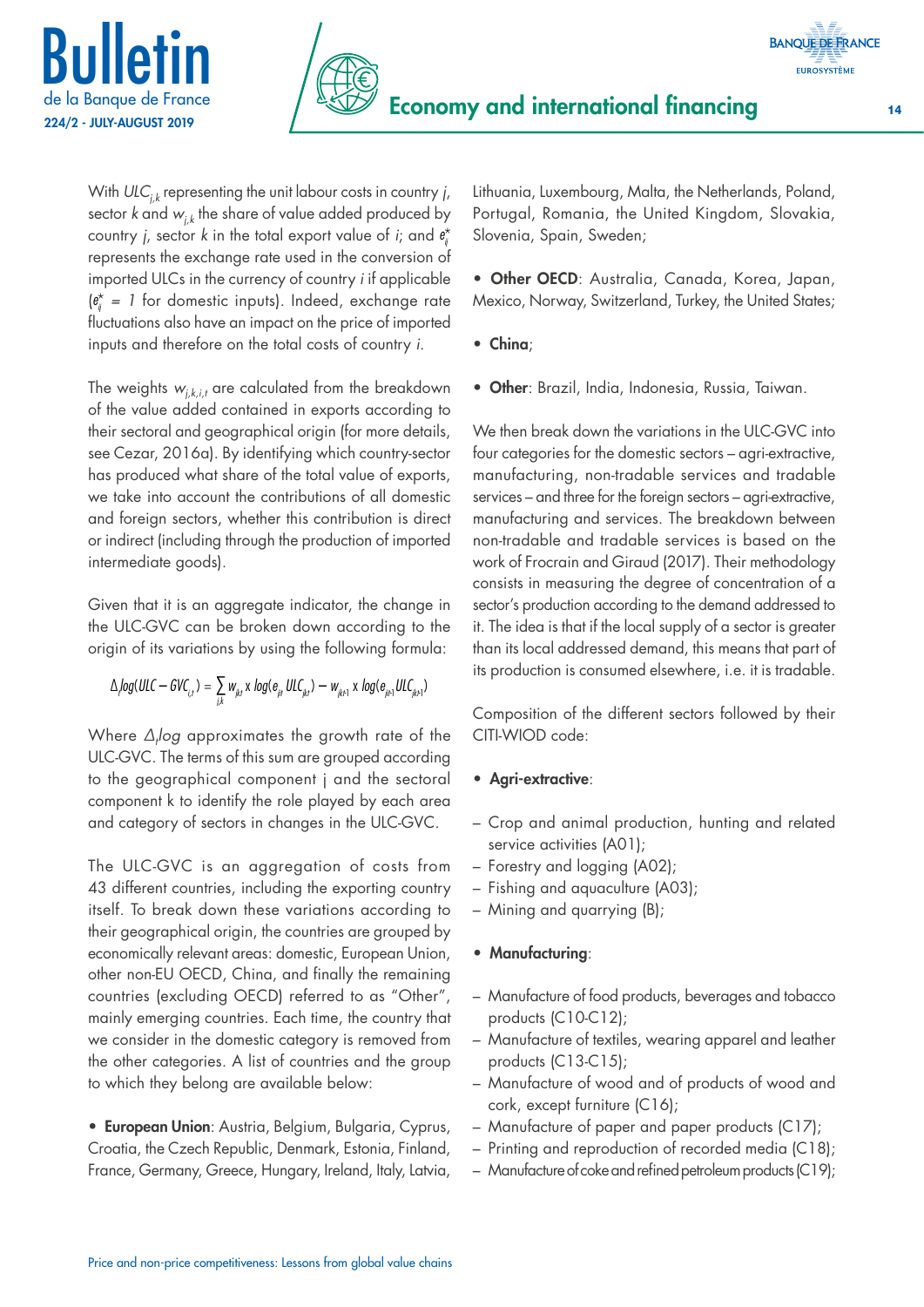With $ULC_{j,k}$ representing the unit labour costs in country $j$, sector $k$ and $w_{j,k}$ the share of value added produced by country $j$, sector $k$ in the total export value of $i$; and $e^*_{ij}$ represents the exchange rate used in the conversion of imported ULCs in the currency of country $i$ if applicable ($e^*_{ij} = 1$ for domestic inputs). Indeed, exchange rate fluctuations also have an impact on the price of imported inputs and therefore on the total costs of country $i$.

The weights $w_{j,k,i,t}$ are calculated from the breakdown of the value added contained in exports according to their sectoral and geographical origin (for more details, see Cezar, 2016a). By identifying which country-sector has produced what share of the total value of exports, we take into account the contributions of all domestic and foreign sectors, whether this contribution is direct or indirect (including through the production of imported intermediate goods).

Given that it is an aggregate indicator, the change in the ULC-GVC can be broken down according to the origin of its variations by using the following formula:

$$\Delta_t log(ULC - GVC_{i,t}) = \sum_{j,k} w_{jkt} \times log(e_{ijt}\, ULC_{jkt}) - w_{jkt\text{-}1} \times log(e_{ijt\text{-}1}\, ULC_{jkt\text{-}1})$$

Where $\Delta_t log$ approximates the growth rate of the ULC-GVC. The terms of this sum are grouped according to the geographical component j and the sectoral component k to identify the role played by each area and category of sectors in changes in the ULC-GVC.

The ULC-GVC is an aggregation of costs from 43 different countries, including the exporting country itself. To break down these variations according to their geographical origin, the countries are grouped by economically relevant areas: domestic, European Union, other non-EU OECD, China, and finally the remaining countries (excluding OECD) referred to as "Other", mainly emerging countries. Each time, the country that we consider in the domestic category is removed from the other categories. A list of countries and the group to which they belong are available below:

- **European Union**: Austria, Belgium, Bulgaria, Cyprus, Croatia, the Czech Republic, Denmark, Estonia, Finland, France, Germany, Greece, Hungary, Ireland, Italy, Latvia, Lithuania, Luxembourg, Malta, the Netherlands, Poland, Portugal, Romania, the United Kingdom, Slovakia, Slovenia, Spain, Sweden;

- **Other OECD**: Australia, Canada, Korea, Japan, Mexico, Norway, Switzerland, Turkey, the United States;

- **China**;

- **Other**: Brazil, India, Indonesia, Russia, Taiwan.

We then break down the variations in the ULC-GVC into four categories for the domestic sectors – agri-extractive, manufacturing, non-tradable services and tradable services – and three for the foreign sectors – agri-extractive, manufacturing and services. The breakdown between non-tradable and tradable services is based on the work of Frocrain and Giraud (2017). Their methodology consists in measuring the degree of concentration of a sector's production according to the demand addressed to it. The idea is that if the local supply of a sector is greater than its local addressed demand, this means that part of its production is consumed elsewhere, i.e. it is tradable.

Composition of the different sectors followed by their CITI-WIOD code:

- **Agri-extractive**:

– Crop and animal production, hunting and related service activities (A01);
– Forestry and logging (A02);
– Fishing and aquaculture (A03);
– Mining and quarrying (B);

- **Manufacturing**:

– Manufacture of food products, beverages and tobacco products (C10-C12);
– Manufacture of textiles, wearing apparel and leather products (C13-C15);
– Manufacture of wood and of products of wood and cork, except furniture (C16);
– Manufacture of paper and paper products (C17);
– Printing and reproduction of recorded media (C18);
– Manufacture of coke and refined petroleum products (C19);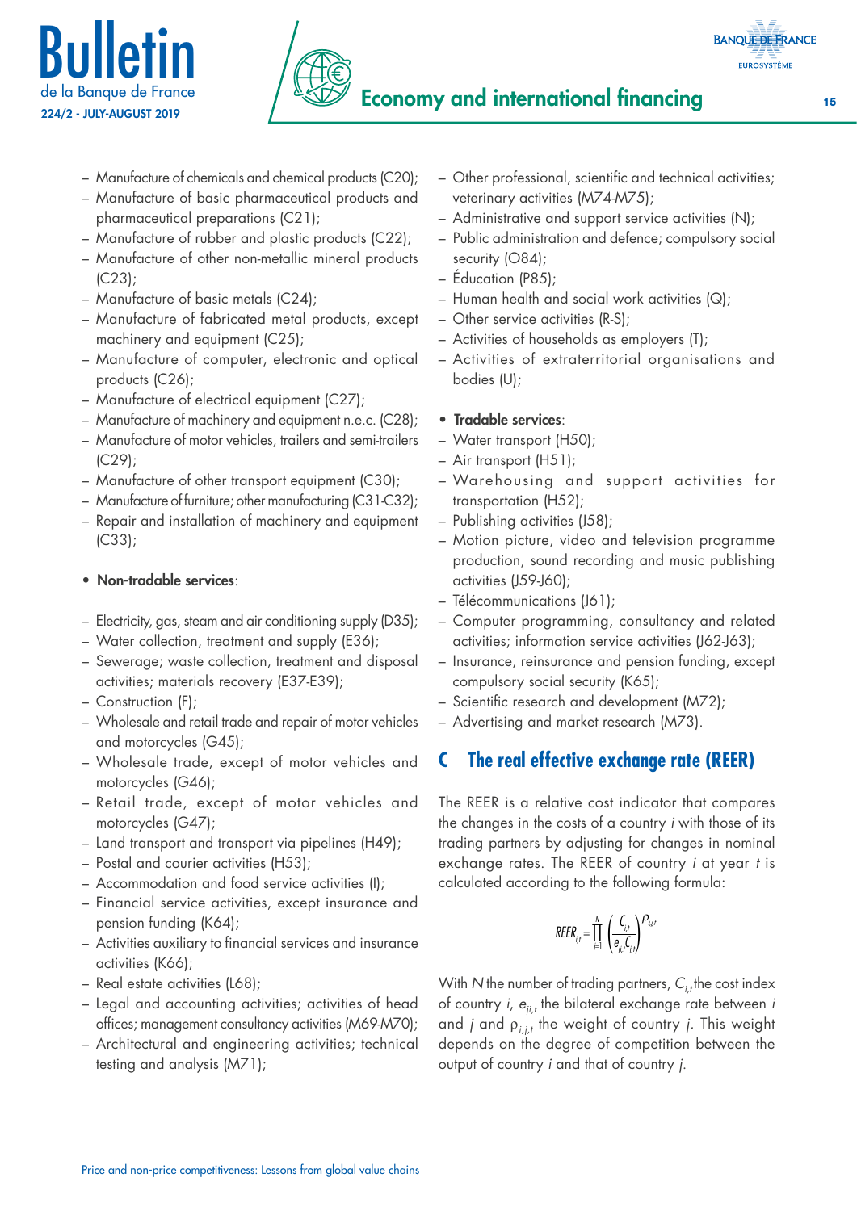- Manufacture of chemicals and chemical products (C20);
- Manufacture of basic pharmaceutical products and pharmaceutical preparations (C21);
- Manufacture of rubber and plastic products (C22);
- Manufacture of other non-metallic mineral products (C23);
- Manufacture of basic metals (C24);
- Manufacture of fabricated metal products, except machinery and equipment (C25);
- Manufacture of computer, electronic and optical products (C26);
- Manufacture of electrical equipment (C27);
- Manufacture of machinery and equipment n.e.c. (C28);
- Manufacture of motor vehicles, trailers and semi-trailers (C29);
- Manufacture of other transport equipment (C30);
- Manufacture of furniture; other manufacturing (C31-C32);
- Repair and installation of machinery and equipment (C33);

- **Non-tradable services**:

- Electricity, gas, steam and air conditioning supply (D35);
- Water collection, treatment and supply (E36);
- Sewerage; waste collection, treatment and disposal activities; materials recovery (E37-E39);
- Construction (F);
- Wholesale and retail trade and repair of motor vehicles and motorcycles (G45);
- Wholesale trade, except of motor vehicles and motorcycles (G46);
- Retail trade, except of motor vehicles and motorcycles (G47);
- Land transport and transport via pipelines (H49);
- Postal and courier activities (H53);
- Accommodation and food service activities (I);
- Financial service activities, except insurance and pension funding (K64);
- Activities auxiliary to financial services and insurance activities (K66);
- Real estate activities (L68);
- Legal and accounting activities; activities of head offices; management consultancy activities (M69-M70);
- Architectural and engineering activities; technical testing and analysis (M71);
- Other professional, scientific and technical activities; veterinary activities (M74-M75);
- Administrative and support service activities (N);
- Public administration and defence; compulsory social security (O84);
- Éducation (P85);
- Human health and social work activities (Q);
- Other service activities (R-S);
- Activities of households as employers (T);
- Activities of extraterritorial organisations and bodies (U);

- **Tradable services**:
- Water transport (H50);
- Air transport (H51);
- Warehousing and support activities for transportation (H52);
- Publishing activities (J58);
- Motion picture, video and television programme production, sound recording and music publishing activities (J59-J60);
- Télécommunications (J61);
- Computer programming, consultancy and related activities; information service activities (J62-J63);
- Insurance, reinsurance and pension funding, except compulsory social security (K65);
- Scientific research and development (M72);
- Advertising and market research (M73).

## C The real effective exchange rate (REER)

The REER is a relative cost indicator that compares the changes in the costs of a country *i* with those of its trading partners by adjusting for changes in nominal exchange rates. The REER of country *i* at year *t* is calculated according to the following formula:

$$REER_{i,t} = \prod_{j=1}^{N} \left( \frac{C_{i,t}}{e_{ji,t} C_{j,t}} \right)^{\rho_{i,j,t}}$$

With $N$ the number of trading partners, $C_{i,t}$ the cost index of country $i$, $e_{ji,t}$ the bilateral exchange rate between $i$ and $j$ and $\rho_{i,j,t}$ the weight of country $j$. This weight depends on the degree of competition between the output of country $i$ and that of country $j$.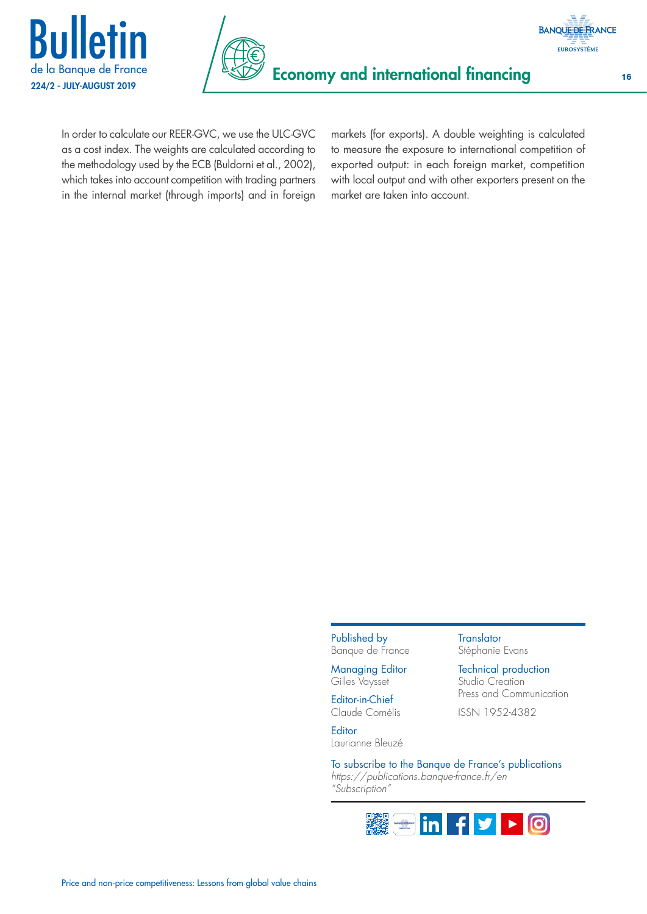In order to calculate our REER-GVC, we use the ULC-GVC as a cost index. The weights are calculated according to the methodology used by the ECB (Buldorni et al., 2002), which takes into account competition with trading partners in the internal market (through imports) and in foreign markets (for exports). A double weighting is calculated to measure the exposure to international competition of exported output: in each foreign market, competition with local output and with other exporters present on the market are taken into account.

Published by
Banque de France

Managing Editor
Gilles Vaysset

Editor-in-Chief
Claude Cornélis

Editor
Laurianne Bleuzé

Translator
Stéphanie Evans

Technical production
Studio Creation
Press and Communication

ISSN 1952-4382

To subscribe to the Banque de France's publications
*https://publications.banque-france.fr/en*
*"Subscription"*